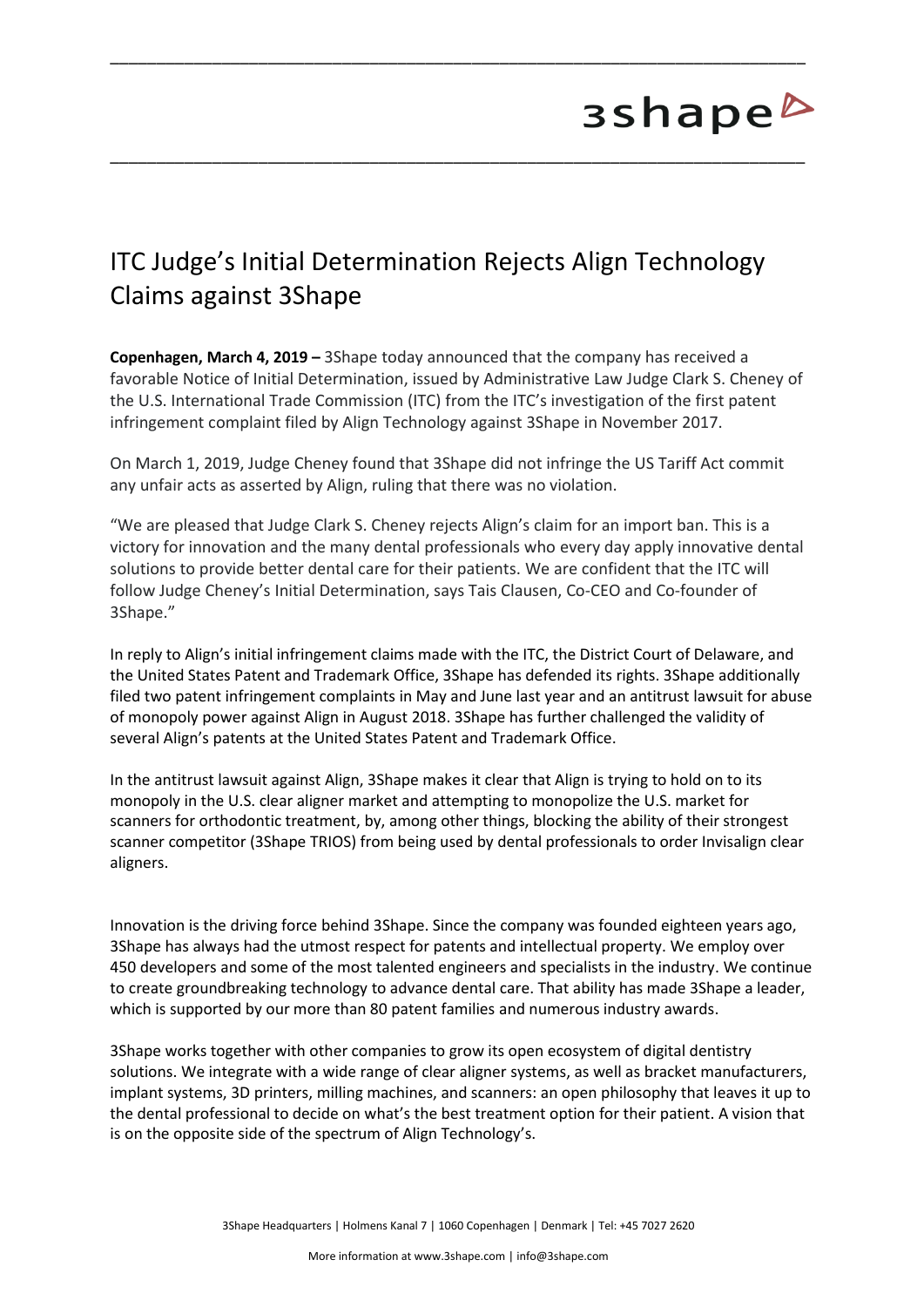# ITC Judge's Initial Determination Rejects Align Technology Claims against 3Shape

**Copenhagen, March 4, 2019 –** 3Shape today announced that the company has received a favorable Notice of Initial Determination, issued by Administrative Law Judge Clark S. Cheney of the U.S. International Trade Commission (ITC) from the ITC's investigation of the first patent infringement complaint filed by Align Technology against 3Shape in November 2017.

On March 1, 2019, Judge Cheney found that 3Shape did not infringe the US Tariff Act commit any unfair acts as asserted by Align, ruling that there was no violation.

"We are pleased that Judge Clark S. Cheney rejects Align's claim for an import ban. This is a victory for innovation and the many dental professionals who every day apply innovative dental solutions to provide better dental care for their patients. We are confident that the ITC will follow Judge Cheney's Initial Determination, says Tais Clausen, Co-CEO and Co-founder of 3Shape."

In reply to Align's initial infringement claims made with the ITC, the District Court of Delaware, and the United States Patent and Trademark Office, 3Shape has defended its rights. 3Shape additionally filed two patent infringement complaints in May and June last year and an antitrust lawsuit for abuse of monopoly power against Align in August 2018. 3Shape has further challenged the validity of several Align's patents at the United States Patent and Trademark Office.

In the antitrust lawsuit against Align, 3Shape makes it clear that Align is trying to hold on to its monopoly in the U.S. clear aligner market and attempting to monopolize the U.S. market for scanners for orthodontic treatment, by, among other things, blocking the ability of their strongest scanner competitor (3Shape TRIOS) from being used by dental professionals to order Invisalign clear aligners.

Innovation is the driving force behind 3Shape. Since the company was founded eighteen years ago, 3Shape has always had the utmost respect for patents and intellectual property. We employ over 450 developers and some of the most talented engineers and specialists in the industry. We continue to create groundbreaking technology to advance dental care. That ability has made 3Shape a leader, which is supported by our more than 80 patent families and numerous industry awards.

3Shape works together with other companies to grow its open ecosystem of digital dentistry solutions. We integrate with a wide range of clear aligner systems, as well as bracket manufacturers, implant systems, 3D printers, milling machines, and scanners: an open philosophy that leaves it up to the dental professional to decide on what's the best treatment option for their patient. A vision that is on the opposite side of the spectrum of Align Technology's.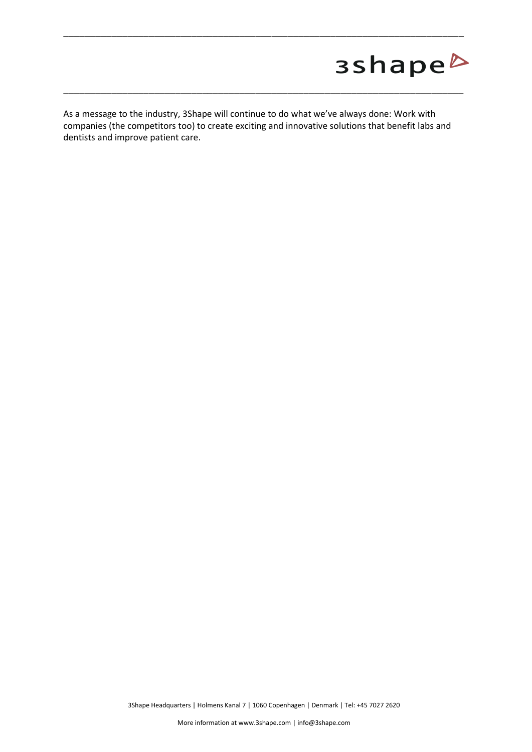As a message to the industry, 3Shape will continue to do what we've always done: Work with companies (the competitors too) to create exciting and innovative solutions that benefit labs and dentists and improve patient care.